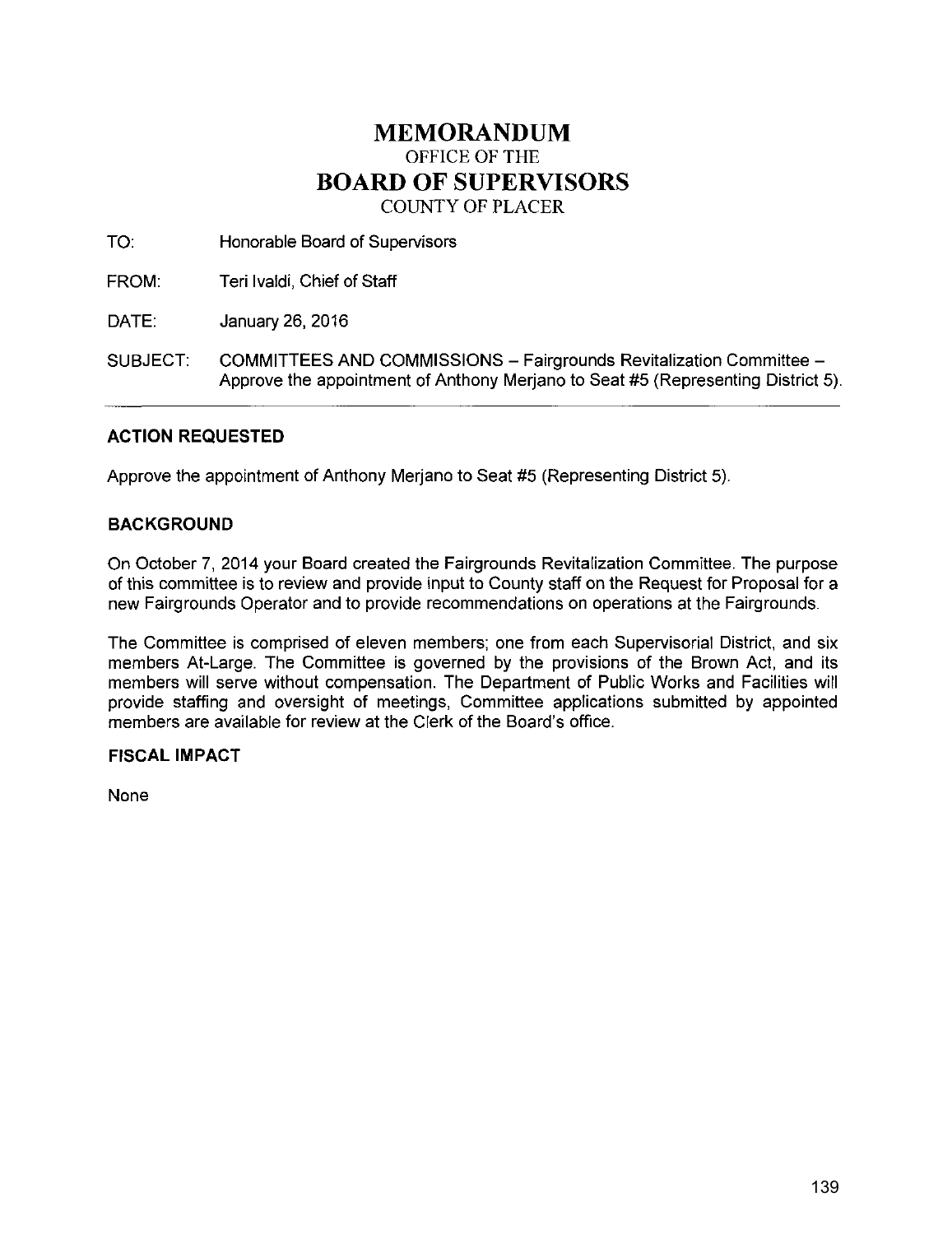# MEMORANDUM

OFFICE OF THE

## BOARD OF SUPERVISORS

COUNTY OF PLACER

TO: Honorable Board of Supervisors

FROM: Teri Ivaldi, Chief of Staff

DATE: January 26, 2016

SUBJECT: COMMITTEES AND COMMISSIONS – Fairgrounds Revitalization Committee – Approve the appointment of Anthony Merjano to Seat #5 (Representing District 5).

---

### ACTION REQUESTED

Approve the appointment of Anthony Merjano to Seat #5 (Representing District 5).

### BACKGROUND

On October 7, 2014 your Board created the Fairgrounds Revitalization Committee. The purpose of this committee is to review and provide input to County staff on the Request for Proposal for a new Fairgrounds Operator and to provide recommendations on operations at the Fairgrounds.

The Committee is comprised of eleven members; one from each Supervisorial District, and six members At-Large. The Committee is governed by the provisions of the Brown Act, and its members will serve without compensation. The Department of Public Works and Facilities will provide staffing and oversight of meetings, Committee applications submitted by appointed members are available for review at the Clerk of the Board's office.

### FISCAL IMPACT

None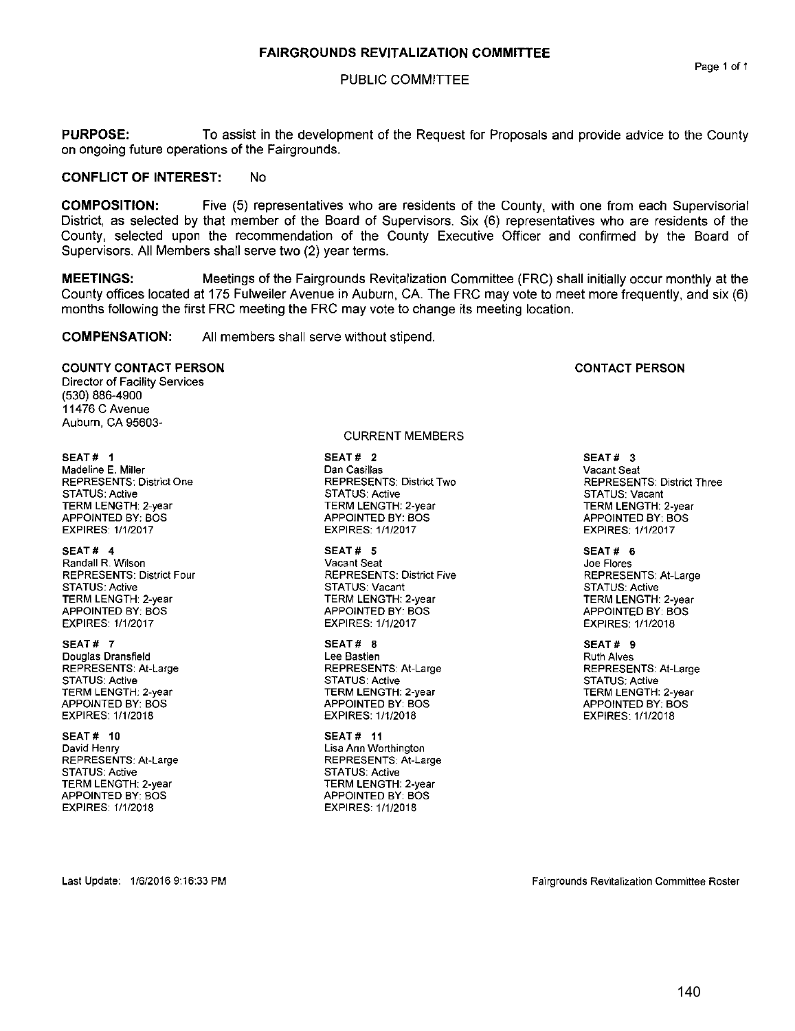# FAIRGROUNDS REVITALIZATION COMMITTEE

PUBLIC COMMITTEE

**PURPOSE:** To assist in the development of the Request for Proposals and provide advice to the County on ongoing future operations of the Fairgrounds.

**CONFLICT OF INTEREST:** No

**COMPOSITION:** Five (5) representatives who are residents of the County, with one from each Supervisorial District, as selected by that member of the Board of Supervisors. Six (6) representatives who are residents of the County, selected upon the recommendation of the County Executive Officer and confirmed by the Board of Supervisors. All Members shall serve two (2) year terms.

**MEETINGS:** Meetings of the Fairgrounds Revitalization Committee (FRC) shall initially occur monthly at the County offices located at 175 Fulweiler Avenue in Auburn, CA. The FRC may vote to meet more frequently, and six (6) months following the first FRC meeting the FRC may vote to change its meeting location.

**COMPENSATION:** All members shall serve without stipend.

**COUNTY CONTACT PERSON**
Director of Facility Services
(530) 886-4900
11476 C Avenue
Auburn, CA 95603-

**CONTACT PERSON**

CURRENT MEMBERS

**SEAT # 1**
Madeline E. Miller
REPRESENTS: District One
STATUS: Active
TERM LENGTH: 2-year
APPOINTED BY: BOS
EXPIRES: 1/1/2017

**SEAT # 2**
Dan Casillas
REPRESENTS: District Two
STATUS: Active
TERM LENGTH: 2-year
APPOINTED BY: BOS
EXPIRES: 1/1/2017

**SEAT # 3**
Vacant Seat
REPRESENTS: District Three
STATUS: Vacant
TERM LENGTH: 2-year
APPOINTED BY: BOS
EXPIRES: 1/1/2017

**SEAT # 4**
Randall R. Wilson
REPRESENTS: District Four
STATUS: Active
TERM LENGTH: 2-year
APPOINTED BY: BOS
EXPIRES: 1/1/2017

**SEAT # 5**
Vacant Seat
REPRESENTS: District Five
STATUS: Vacant
TERM LENGTH: 2-year
APPOINTED BY: BOS
EXPIRES: 1/1/2017

**SEAT # 6**
Joe Flores
REPRESENTS: At-Large
STATUS: Active
TERM LENGTH: 2-year
APPOINTED BY: BOS
EXPIRES: 1/1/2018

**SEAT # 7**
Douglas Dransfield
REPRESENTS: At-Large
STATUS: Active
TERM LENGTH: 2-year
APPOINTED BY: BOS
EXPIRES: 1/1/2018

**SEAT # 8**
Lee Bastien
REPRESENTS: At-Large
STATUS: Active
TERM LENGTH: 2-year
APPOINTED BY: BOS
EXPIRES: 1/1/2018

**SEAT # 9**
Ruth Alves
REPRESENTS: At-Large
STATUS: Active
TERM LENGTH: 2-year
APPOINTED BY: BOS
EXPIRES: 1/1/2018

**SEAT # 10**
David Henry
REPRESENTS: At-Large
STATUS: Active
TERM LENGTH: 2-year
APPOINTED BY: BOS
EXPIRES: 1/1/2018

**SEAT # 11**
Lisa Ann Worthington
REPRESENTS: At-Large
STATUS: Active
TERM LENGTH: 2-year
APPOINTED BY: BOS
EXPIRES: 1/1/2018

Last Update: 1/6/2016 9:16:33 PM

Fairgrounds Revitalization Committee Roster